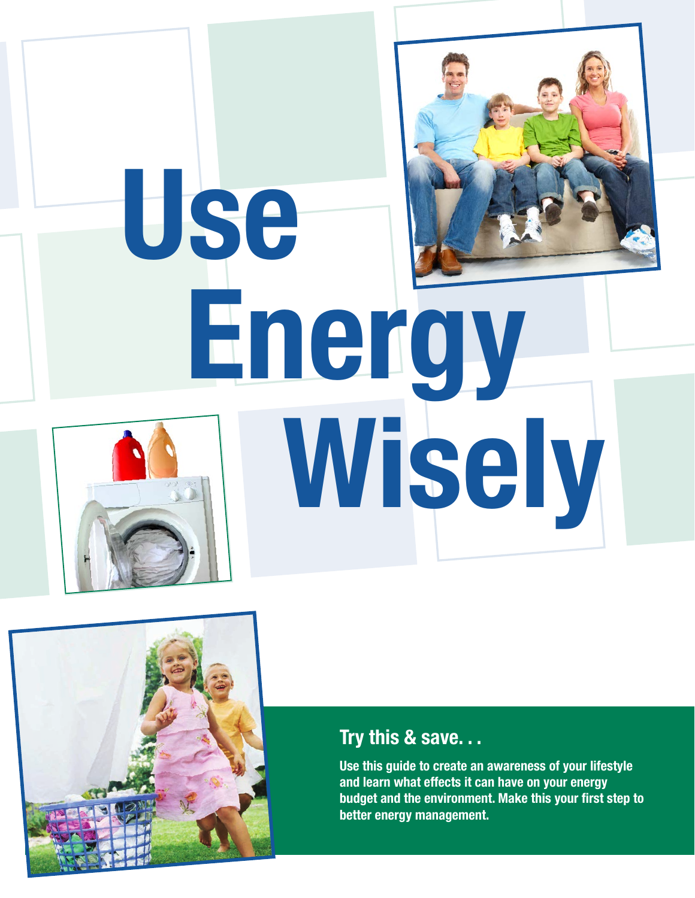# Use Energy Wisely

## Try this & save. . .

**Use this guide to create an awareness of your lifestyle and learn what effects it can have on your energy budget and the environment. Make this your first step to better energy management.**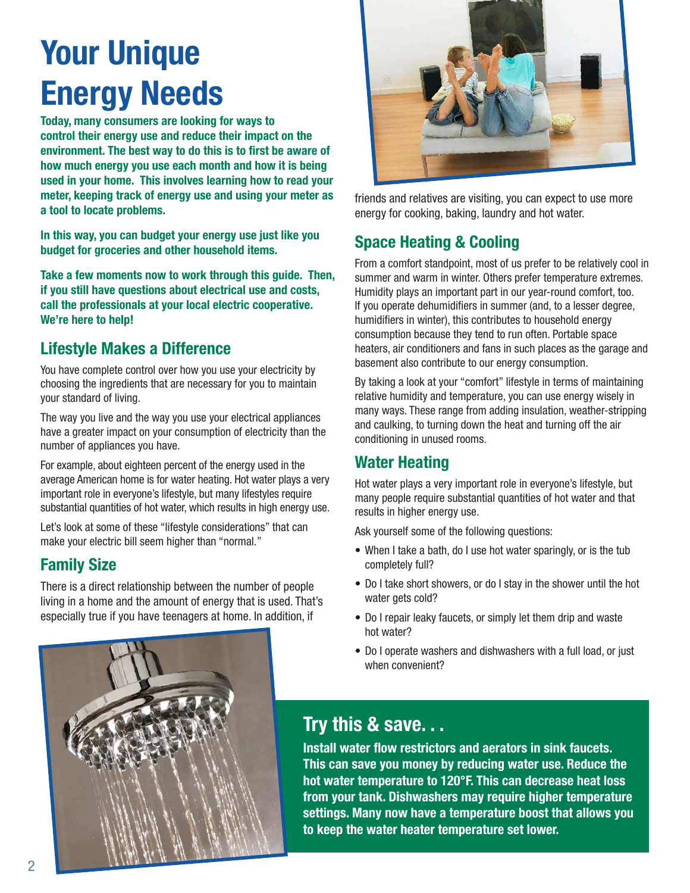# Your Unique Energy Needs

**Today, many consumers are looking for ways to control their energy use and reduce their impact on the environment. The best way to do this is to first be aware of how much energy you use each month and how it is being used in your home. This involves learning how to read your meter, keeping track of energy use and using your meter as a tool to locate problems.**

**In this way, you can budget your energy use just like you budget for groceries and other household items.**

**Take a few moments now to work through this guide. Then, if you still have questions about electrical use and costs, call the professionals at your local electric cooperative. We're here to help!**

## Lifestyle Makes a Difference

You have complete control over how you use your electricity by choosing the ingredients that are necessary for you to maintain your standard of living.

The way you live and the way you use your electrical appliances have a greater impact on your consumption of electricity than the number of appliances you have.

For example, about eighteen percent of the energy used in the average American home is for water heating. Hot water plays a very important role in everyone's lifestyle, but many lifestyles require substantial quantities of hot water, which results in high energy use.

Let's look at some of these "lifestyle considerations" that can make your electric bill seem higher than "normal."

## Family Size

There is a direct relationship between the number of people living in a home and the amount of energy that is used. That's especially true if you have teenagers at home. In addition, if friends and relatives are visiting, you can expect to use more energy for cooking, baking, laundry and hot water.

## Space Heating & Cooling

From a comfort standpoint, most of us prefer to be relatively cool in summer and warm in winter. Others prefer temperature extremes. Humidity plays an important part in our year-round comfort, too. If you operate dehumidifiers in summer (and, to a lesser degree, humidifiers in winter), this contributes to household energy consumption because they tend to run often. Portable space heaters, air conditioners and fans in such places as the garage and basement also contribute to our energy consumption.

By taking a look at your "comfort" lifestyle in terms of maintaining relative humidity and temperature, you can use energy wisely in many ways. These range from adding insulation, weather-stripping and caulking, to turning down the heat and turning off the air conditioning in unused rooms.

## Water Heating

Hot water plays a very important role in everyone's lifestyle, but many people require substantial quantities of hot water and that results in higher energy use.

Ask yourself some of the following questions:

- When I take a bath, do I use hot water sparingly, or is the tub completely full?
- Do I take short showers, or do I stay in the shower until the hot water gets cold?
- Do I repair leaky faucets, or simply let them drip and waste hot water?
- Do I operate washers and dishwashers with a full load, or just when convenient?

## Try this & save. . .

**Install water flow restrictors and aerators in sink faucets. This can save you money by reducing water use. Reduce the hot water temperature to 120°F. This can decrease heat loss from your tank. Dishwashers may require higher temperature settings. Many now have a temperature boost that allows you to keep the water heater temperature set lower.**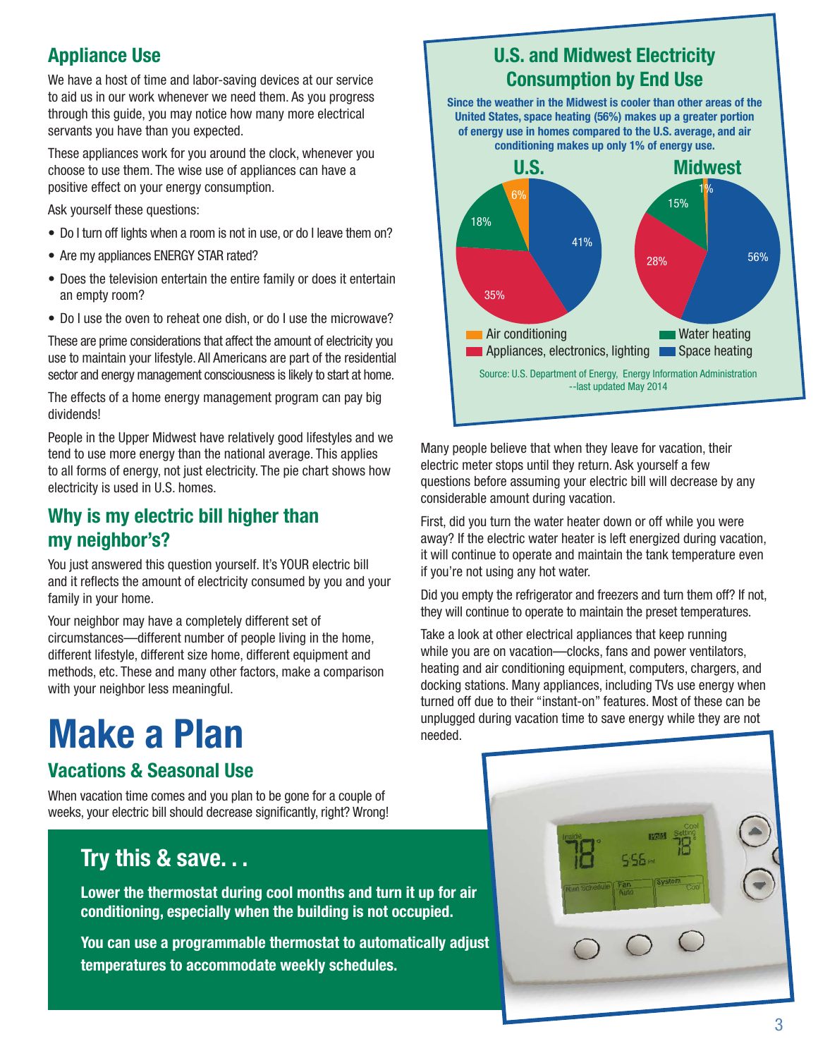## Appliance Use

We have a host of time and labor-saving devices at our service to aid us in our work whenever we need them. As you progress through this guide, you may notice how many more electrical servants you have than you expected.

These appliances work for you around the clock, whenever you choose to use them. The wise use of appliances can have a positive effect on your energy consumption.

Ask yourself these questions:

- Do I turn off lights when a room is not in use, or do I leave them on?
- Are my appliances ENERGY STAR rated?
- Does the television entertain the entire family or does it entertain an empty room?
- Do I use the oven to reheat one dish, or do I use the microwave?

These are prime considerations that affect the amount of electricity you use to maintain your lifestyle. All Americans are part of the residential sector and energy management consciousness is likely to start at home.

The effects of a home energy management program can pay big dividends!

People in the Upper Midwest have relatively good lifestyles and we tend to use more energy than the national average. This applies to all forms of energy, not just electricity. The pie chart shows how electricity is used in U.S. homes.

## Why is my electric bill higher than my neighbor's?

You just answered this question yourself. It's YOUR electric bill and it reflects the amount of electricity consumed by you and your family in your home.

Your neighbor may have a completely different set of circumstances—different number of people living in the home, different lifestyle, different size home, different equipment and methods, etc. These and many other factors, make a comparison with your neighbor less meaningful.

### U.S. and Midwest Electricity Consumption by End Use

**Since the weather in the Midwest is cooler than other areas of the United States, space heating (56%) makes up a greater portion of energy use in homes compared to the U.S. average, and air conditioning makes up only 1% of energy use.**

| End Use | U.S. | Midwest |
|---|---|---|
| Air conditioning | 6% | 1% |
| Appliances, electronics, lighting | 35% | 28% |
| Water heating | 18% | 15% |
| Space heating | 41% | 56% |

Source: U.S. Department of Energy, Energy Information Administration --last updated May 2014

# Make a Plan

## Vacations & Seasonal Use

When vacation time comes and you plan to be gone for a couple of weeks, your electric bill should decrease significantly, right? Wrong!

Many people believe that when they leave for vacation, their electric meter stops until they return. Ask yourself a few questions before assuming your electric bill will decrease by any considerable amount during vacation.

First, did you turn the water heater down or off while you were away? If the electric water heater is left energized during vacation, it will continue to operate and maintain the tank temperature even if you're not using any hot water.

Did you empty the refrigerator and freezers and turn them off? If not, they will continue to operate to maintain the preset temperatures.

Take a look at other electrical appliances that keep running while you are on vacation—clocks, fans and power ventilators, heating and air conditioning equipment, computers, chargers, and docking stations. Many appliances, including TVs use energy when turned off due to their "instant-on" features. Most of these can be unplugged during vacation time to save energy while they are not needed.

## Try this & save. . .

**Lower the thermostat during cool months and turn it up for air conditioning, especially when the building is not occupied.**

**You can use a programmable thermostat to automatically adjust temperatures to accommodate weekly schedules.**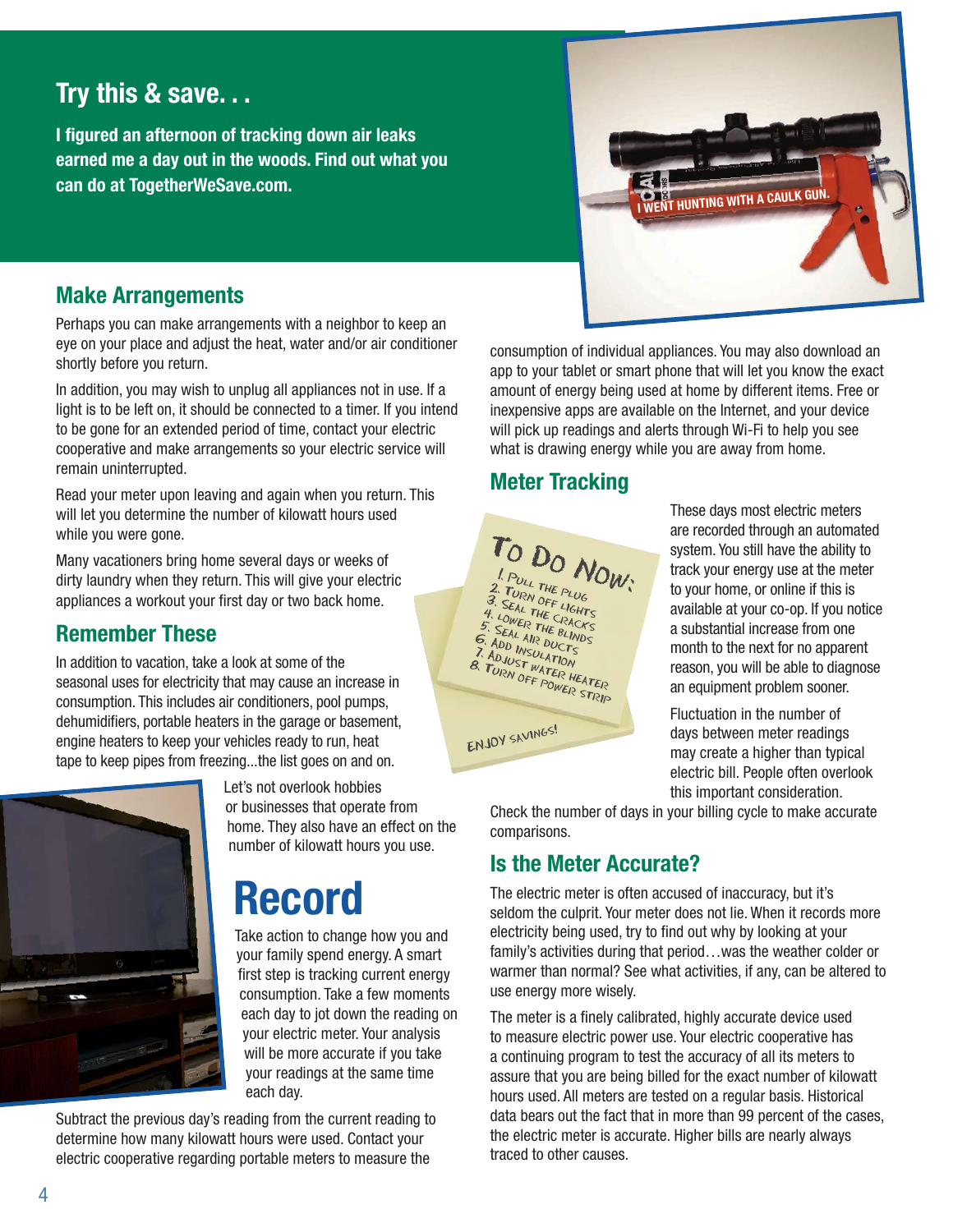## Try this & save. . .

**I figured an afternoon of tracking down air leaks earned me a day out in the woods. Find out what you can do at TogetherWeSave.com.**

I WENT HUNTING WITH A CAULK GUN.

## Make Arrangements

Perhaps you can make arrangements with a neighbor to keep an eye on your place and adjust the heat, water and/or air conditioner shortly before you return.

In addition, you may wish to unplug all appliances not in use. If a light is to be left on, it should be connected to a timer. If you intend to be gone for an extended period of time, contact your electric cooperative and make arrangements so your electric service will remain uninterrupted.

Read your meter upon leaving and again when you return. This will let you determine the number of kilowatt hours used while you were gone.

Many vacationers bring home several days or weeks of dirty laundry when they return. This will give your electric appliances a workout your first day or two back home.

## Remember These

In addition to vacation, take a look at some of the seasonal uses for electricity that may cause an increase in consumption. This includes air conditioners, pool pumps, dehumidifiers, portable heaters in the garage or basement, engine heaters to keep your vehicles ready to run, heat tape to keep pipes from freezing...the list goes on and on.

Let's not overlook hobbies or businesses that operate from home. They also have an effect on the number of kilowatt hours you use.

# Record

Take action to change how you and your family spend energy. A smart first step is tracking current energy consumption. Take a few moments each day to jot down the reading on your electric meter. Your analysis will be more accurate if you take your readings at the same time each day.

Subtract the previous day's reading from the current reading to determine how many kilowatt hours were used. Contact your electric cooperative regarding portable meters to measure the consumption of individual appliances. You may also download an app to your tablet or smart phone that will let you know the exact amount of energy being used at home by different items. Free or inexpensive apps are available on the Internet, and your device will pick up readings and alerts through Wi-Fi to help you see what is drawing energy while you are away from home.

## Meter Tracking

TO DO NOW:
1. PULL THE PLUG
2. TURN OFF LIGHTS
3. SEAL THE CRACKS
4. LOWER THE BLINDS
5. SEAL AIR DUCTS
6. ADD INSULATION
7. ADJUST WATER HEATER
8. TURN OFF POWER STRIP

ENJOY SAVINGS!

These days most electric meters are recorded through an automated system. You still have the ability to track your energy use at the meter to your home, or online if this is available at your co-op. If you notice a substantial increase from one month to the next for no apparent reason, you will be able to diagnose an equipment problem sooner.

Fluctuation in the number of days between meter readings may create a higher than typical electric bill. People often overlook this important consideration. Check the number of days in your billing cycle to make accurate comparisons.

## Is the Meter Accurate?

The electric meter is often accused of inaccuracy, but it's seldom the culprit. Your meter does not lie. When it records more electricity being used, try to find out why by looking at your family's activities during that period…was the weather colder or warmer than normal? See what activities, if any, can be altered to use energy more wisely.

The meter is a finely calibrated, highly accurate device used to measure electric power use. Your electric cooperative has a continuing program to test the accuracy of all its meters to assure that you are being billed for the exact number of kilowatt hours used. All meters are tested on a regular basis. Historical data bears out the fact that in more than 99 percent of the cases, the electric meter is accurate. Higher bills are nearly always traced to other causes.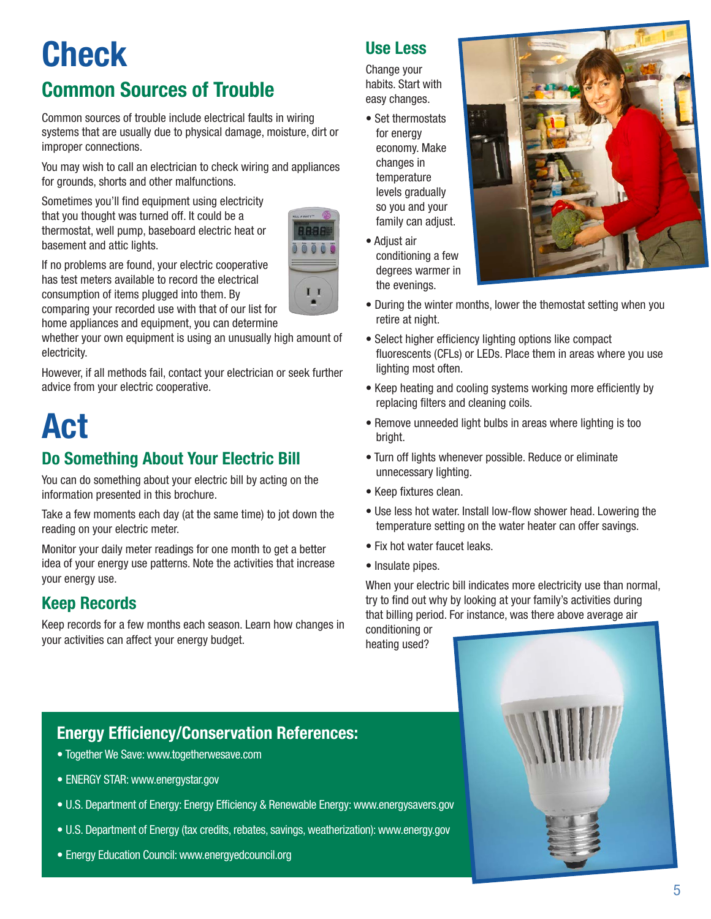# Check

## Common Sources of Trouble

Common sources of trouble include electrical faults in wiring systems that are usually due to physical damage, moisture, dirt or improper connections.

You may wish to call an electrician to check wiring and appliances for grounds, shorts and other malfunctions.

Sometimes you'll find equipment using electricity that you thought was turned off. It could be a thermostat, well pump, baseboard electric heat or basement and attic lights.

If no problems are found, your electric cooperative has test meters available to record the electrical consumption of items plugged into them. By comparing your recorded use with that of our list for home appliances and equipment, you can determine whether your own equipment is using an unusually high amount of electricity.

However, if all methods fail, contact your electrician or seek further advice from your electric cooperative.

# Act

## Do Something About Your Electric Bill

You can do something about your electric bill by acting on the information presented in this brochure.

Take a few moments each day (at the same time) to jot down the reading on your electric meter.

Monitor your daily meter readings for one month to get a better idea of your energy use patterns. Note the activities that increase your energy use.

## Keep Records

Keep records for a few months each season. Learn how changes in your activities can affect your energy budget.

## Use Less

Change your habits. Start with easy changes.

- Set thermostats for energy economy. Make changes in temperature levels gradually so you and your family can adjust.
- Adjust air conditioning a few degrees warmer in the evenings.
- During the winter months, lower the themostat setting when you retire at night.
- Select higher efficiency lighting options like compact fluorescents (CFLs) or LEDs. Place them in areas where you use lighting most often.
- Keep heating and cooling systems working more efficiently by replacing filters and cleaning coils.
- Remove unneeded light bulbs in areas where lighting is too bright.
- Turn off lights whenever possible. Reduce or eliminate unnecessary lighting.
- Keep fixtures clean.
- Use less hot water. Install low-flow shower head. Lowering the temperature setting on the water heater can offer savings.
- Fix hot water faucet leaks.
- Insulate pipes.

When your electric bill indicates more electricity use than normal, try to find out why by looking at your family's activities during that billing period. For instance, was there above average air conditioning or heating used?

## Energy Efficiency/Conservation References:

- Together We Save: www.togetherwesave.com
- ENERGY STAR: www.energystar.gov
- U.S. Department of Energy: Energy Efficiency & Renewable Energy: www.energysavers.gov
- U.S. Department of Energy (tax credits, rebates, savings, weatherization): www.energy.gov
- Energy Education Council: www.energyedcouncil.org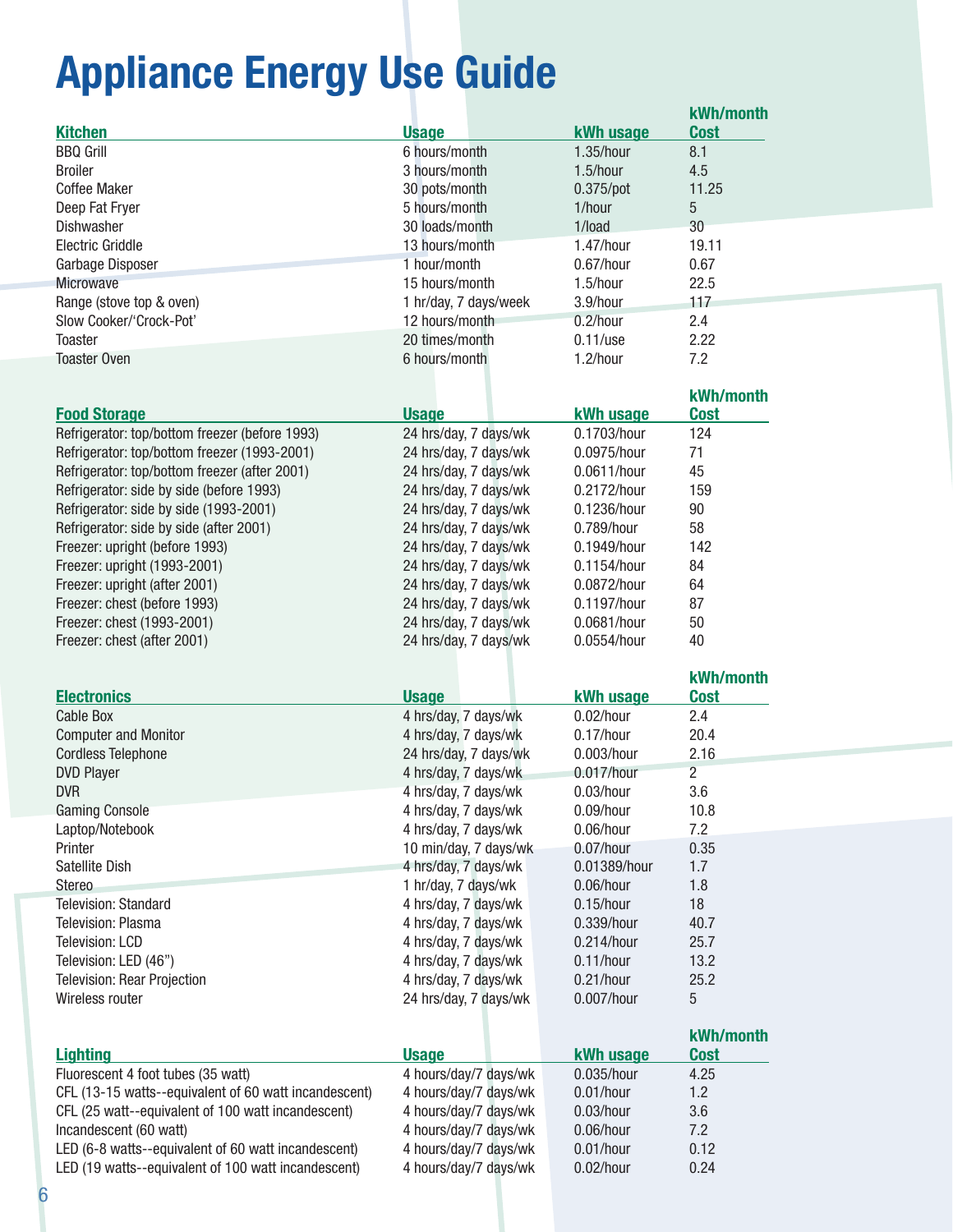# Appliance Energy Use Guide

| Kitchen | Usage | kWh usage | kWh/month Cost |
|---|---|---|---|
| BBQ Grill | 6 hours/month | 1.35/hour | 8.1 |
| Broiler | 3 hours/month | 1.5/hour | 4.5 |
| Coffee Maker | 30 pots/month | 0.375/pot | 11.25 |
| Deep Fat Fryer | 5 hours/month | 1/hour | 5 |
| Dishwasher | 30 loads/month | 1/load | 30 |
| Electric Griddle | 13 hours/month | 1.47/hour | 19.11 |
| Garbage Disposer | 1 hour/month | 0.67/hour | 0.67 |
| Microwave | 15 hours/month | 1.5/hour | 22.5 |
| Range (stove top & oven) | 1 hr/day, 7 days/week | 3.9/hour | 117 |
| Slow Cooker/'Crock-Pot' | 12 hours/month | 0.2/hour | 2.4 |
| Toaster | 20 times/month | 0.11/use | 2.22 |
| Toaster Oven | 6 hours/month | 1.2/hour | 7.2 |

| Food Storage | Usage | kWh usage | kWh/month Cost |
|---|---|---|---|
| Refrigerator: top/bottom freezer (before 1993) | 24 hrs/day, 7 days/wk | 0.1703/hour | 124 |
| Refrigerator: top/bottom freezer (1993-2001) | 24 hrs/day, 7 days/wk | 0.0975/hour | 71 |
| Refrigerator: top/bottom freezer (after 2001) | 24 hrs/day, 7 days/wk | 0.0611/hour | 45 |
| Refrigerator: side by side (before 1993) | 24 hrs/day, 7 days/wk | 0.2172/hour | 159 |
| Refrigerator: side by side (1993-2001) | 24 hrs/day, 7 days/wk | 0.1236/hour | 90 |
| Refrigerator: side by side (after 2001) | 24 hrs/day, 7 days/wk | 0.789/hour | 58 |
| Freezer: upright (before 1993) | 24 hrs/day, 7 days/wk | 0.1949/hour | 142 |
| Freezer: upright (1993-2001) | 24 hrs/day, 7 days/wk | 0.1154/hour | 84 |
| Freezer: upright (after 2001) | 24 hrs/day, 7 days/wk | 0.0872/hour | 64 |
| Freezer: chest (before 1993) | 24 hrs/day, 7 days/wk | 0.1197/hour | 87 |
| Freezer: chest (1993-2001) | 24 hrs/day, 7 days/wk | 0.0681/hour | 50 |
| Freezer: chest (after 2001) | 24 hrs/day, 7 days/wk | 0.0554/hour | 40 |

| Electronics | Usage | kWh usage | kWh/month Cost |
|---|---|---|---|
| Cable Box | 4 hrs/day, 7 days/wk | 0.02/hour | 2.4 |
| Computer and Monitor | 4 hrs/day, 7 days/wk | 0.17/hour | 20.4 |
| Cordless Telephone | 24 hrs/day, 7 days/wk | 0.003/hour | 2.16 |
| DVD Player | 4 hrs/day, 7 days/wk | 0.017/hour | 2 |
| DVR | 4 hrs/day, 7 days/wk | 0.03/hour | 3.6 |
| Gaming Console | 4 hrs/day, 7 days/wk | 0.09/hour | 10.8 |
| Laptop/Notebook | 4 hrs/day, 7 days/wk | 0.06/hour | 7.2 |
| Printer | 10 min/day, 7 days/wk | 0.07/hour | 0.35 |
| Satellite Dish | 4 hrs/day, 7 days/wk | 0.01389/hour | 1.7 |
| Stereo | 1 hr/day, 7 days/wk | 0.06/hour | 1.8 |
| Television: Standard | 4 hrs/day, 7 days/wk | 0.15/hour | 18 |
| Television: Plasma | 4 hrs/day, 7 days/wk | 0.339/hour | 40.7 |
| Television: LCD | 4 hrs/day, 7 days/wk | 0.214/hour | 25.7 |
| Television: LED (46") | 4 hrs/day, 7 days/wk | 0.11/hour | 13.2 |
| Television: Rear Projection | 4 hrs/day, 7 days/wk | 0.21/hour | 25.2 |
| Wireless router | 24 hrs/day, 7 days/wk | 0.007/hour | 5 |

| Lighting | Usage | kWh usage | kWh/month Cost |
|---|---|---|---|
| Fluorescent 4 foot tubes (35 watt) | 4 hours/day/7 days/wk | 0.035/hour | 4.25 |
| CFL (13-15 watts--equivalent of 60 watt incandescent) | 4 hours/day/7 days/wk | 0.01/hour | 1.2 |
| CFL (25 watt--equivalent of 100 watt incandescent) | 4 hours/day/7 days/wk | 0.03/hour | 3.6 |
| Incandescent (60 watt) | 4 hours/day/7 days/wk | 0.06/hour | 7.2 |
| LED (6-8 watts--equivalent of 60 watt incandescent) | 4 hours/day/7 days/wk | 0.01/hour | 0.12 |
| LED (19 watts--equivalent of 100 watt incandescent) | 4 hours/day/7 days/wk | 0.02/hour | 0.24 |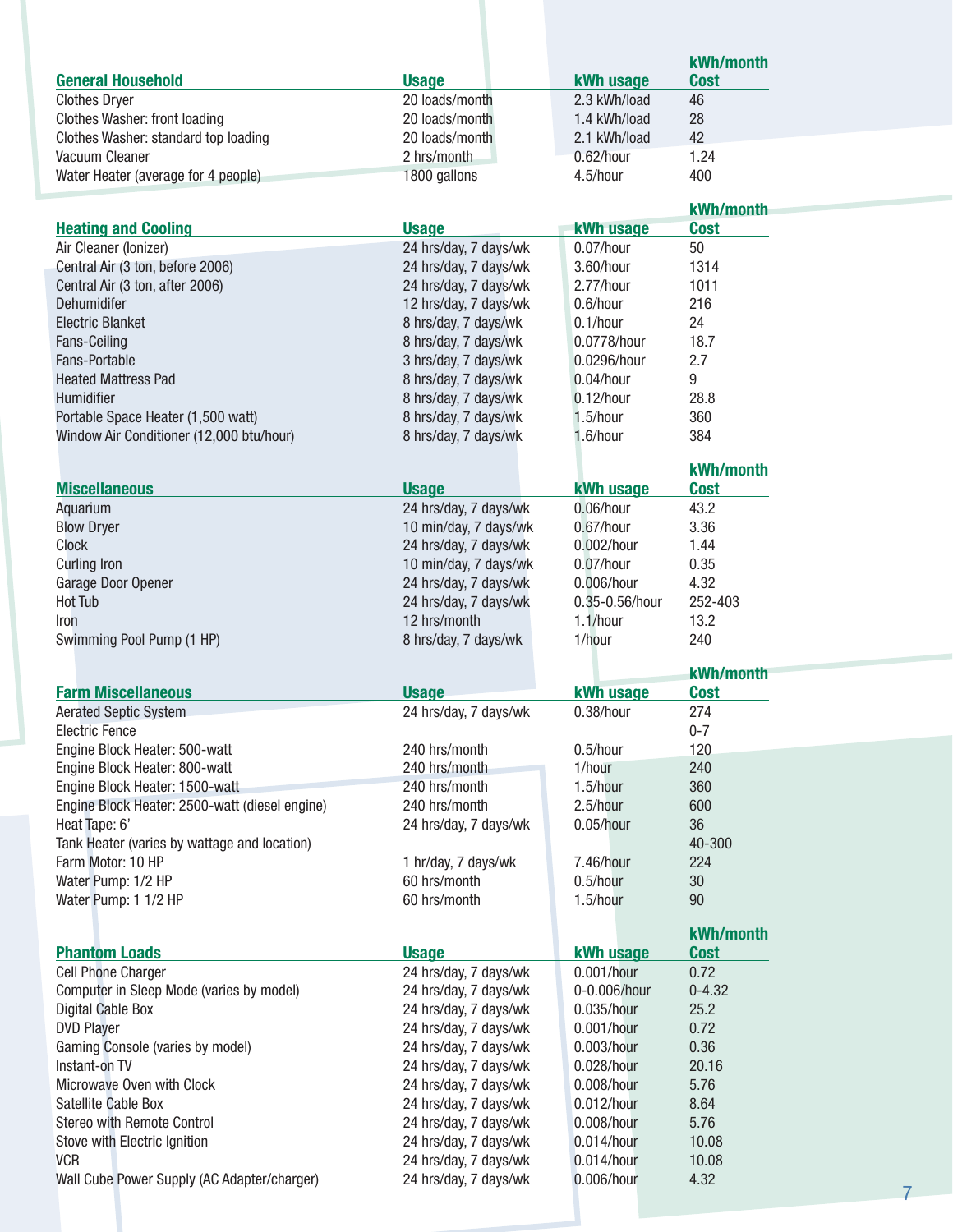| General Household | Usage | kWh usage | kWh/month Cost |
|---|---|---|---|
| Clothes Dryer | 20 loads/month | 2.3 kWh/load | 46 |
| Clothes Washer: front loading | 20 loads/month | 1.4 kWh/load | 28 |
| Clothes Washer: standard top loading | 20 loads/month | 2.1 kWh/load | 42 |
| Vacuum Cleaner | 2 hrs/month | 0.62/hour | 1.24 |
| Water Heater (average for 4 people) | 1800 gallons | 4.5/hour | 400 |

| Heating and Cooling | Usage | kWh usage | kWh/month Cost |
|---|---|---|---|
| Air Cleaner (Ionizer) | 24 hrs/day, 7 days/wk | 0.07/hour | 50 |
| Central Air (3 ton, before 2006) | 24 hrs/day, 7 days/wk | 3.60/hour | 1314 |
| Central Air (3 ton, after 2006) | 24 hrs/day, 7 days/wk | 2.77/hour | 1011 |
| Dehumidifer | 12 hrs/day, 7 days/wk | 0.6/hour | 216 |
| Electric Blanket | 8 hrs/day, 7 days/wk | 0.1/hour | 24 |
| Fans-Ceiling | 8 hrs/day, 7 days/wk | 0.0778/hour | 18.7 |
| Fans-Portable | 3 hrs/day, 7 days/wk | 0.0296/hour | 2.7 |
| Heated Mattress Pad | 8 hrs/day, 7 days/wk | 0.04/hour | 9 |
| Humidifier | 8 hrs/day, 7 days/wk | 0.12/hour | 28.8 |
| Portable Space Heater (1,500 watt) | 8 hrs/day, 7 days/wk | 1.5/hour | 360 |
| Window Air Conditioner (12,000 btu/hour) | 8 hrs/day, 7 days/wk | 1.6/hour | 384 |

| Miscellaneous | Usage | kWh usage | kWh/month Cost |
|---|---|---|---|
| Aquarium | 24 hrs/day, 7 days/wk | 0.06/hour | 43.2 |
| Blow Dryer | 10 min/day, 7 days/wk | 0.67/hour | 3.36 |
| Clock | 24 hrs/day, 7 days/wk | 0.002/hour | 1.44 |
| Curling Iron | 10 min/day, 7 days/wk | 0.07/hour | 0.35 |
| Garage Door Opener | 24 hrs/day, 7 days/wk | 0.006/hour | 4.32 |
| Hot Tub | 24 hrs/day, 7 days/wk | 0.35-0.56/hour | 252-403 |
| Iron | 12 hrs/month | 1.1/hour | 13.2 |
| Swimming Pool Pump (1 HP) | 8 hrs/day, 7 days/wk | 1/hour | 240 |

| Farm Miscellaneous | Usage | kWh usage | kWh/month Cost |
|---|---|---|---|
| Aerated Septic System | 24 hrs/day, 7 days/wk | 0.38/hour | 274 |
| Electric Fence | | | 0-7 |
| Engine Block Heater: 500-watt | 240 hrs/month | 0.5/hour | 120 |
| Engine Block Heater: 800-watt | 240 hrs/month | 1/hour | 240 |
| Engine Block Heater: 1500-watt | 240 hrs/month | 1.5/hour | 360 |
| Engine Block Heater: 2500-watt (diesel engine) | 240 hrs/month | 2.5/hour | 600 |
| Heat Tape: 6' | 24 hrs/day, 7 days/wk | 0.05/hour | 36 |
| Tank Heater (varies by wattage and location) | | | 40-300 |
| Farm Motor: 10 HP | 1 hr/day, 7 days/wk | 7.46/hour | 224 |
| Water Pump: 1/2 HP | 60 hrs/month | 0.5/hour | 30 |
| Water Pump: 1 1/2 HP | 60 hrs/month | 1.5/hour | 90 |

| Phantom Loads | Usage | kWh usage | kWh/month Cost |
|---|---|---|---|
| Cell Phone Charger | 24 hrs/day, 7 days/wk | 0.001/hour | 0.72 |
| Computer in Sleep Mode (varies by model) | 24 hrs/day, 7 days/wk | 0-0.006/hour | 0-4.32 |
| Digital Cable Box | 24 hrs/day, 7 days/wk | 0.035/hour | 25.2 |
| DVD Player | 24 hrs/day, 7 days/wk | 0.001/hour | 0.72 |
| Gaming Console (varies by model) | 24 hrs/day, 7 days/wk | 0.003/hour | 0.36 |
| Instant-on TV | 24 hrs/day, 7 days/wk | 0.028/hour | 20.16 |
| Microwave Oven with Clock | 24 hrs/day, 7 days/wk | 0.008/hour | 5.76 |
| Satellite Cable Box | 24 hrs/day, 7 days/wk | 0.012/hour | 8.64 |
| Stereo with Remote Control | 24 hrs/day, 7 days/wk | 0.008/hour | 5.76 |
| Stove with Electric Ignition | 24 hrs/day, 7 days/wk | 0.014/hour | 10.08 |
| VCR | 24 hrs/day, 7 days/wk | 0.014/hour | 10.08 |
| Wall Cube Power Supply (AC Adapter/charger) | 24 hrs/day, 7 days/wk | 0.006/hour | 4.32 |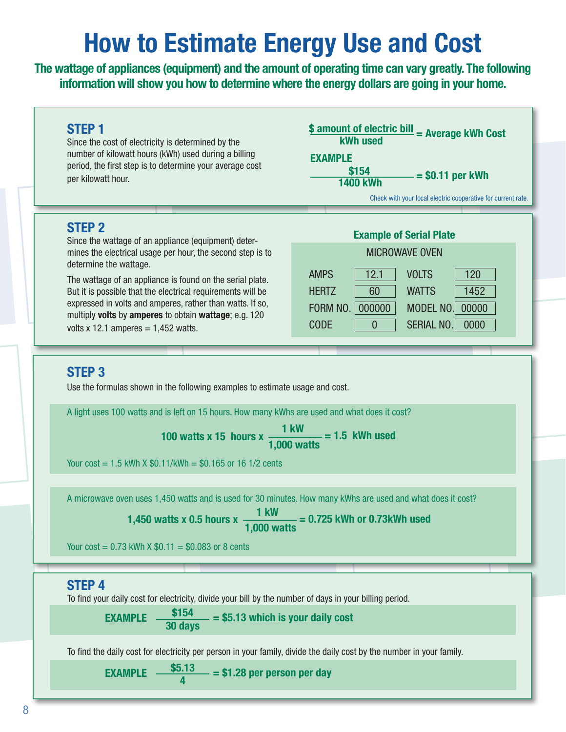# How to Estimate Energy Use and Cost

**The wattage of appliances (equipment) and the amount of operating time can vary greatly. The following information will show you how to determine where the energy dollars are going in your home.**

## STEP 1

Since the cost of electricity is determined by the number of kilowatt hours (kWh) used during a billing period, the first step is to determine your average cost per kilowatt hour.

$$\frac{\text{\$ amount of electric bill}}{\text{kWh used}} = \text{Average kWh Cost}$$

**EXAMPLE**

$$\frac{\$154}{1400 \text{ kWh}} = \$0.11 \text{ per kWh}$$

Check with your local electric cooperative for current rate.

## STEP 2

Since the wattage of an appliance (equipment) determines the electrical usage per hour, the second step is to determine the wattage.

The wattage of an appliance is found on the serial plate. But it is possible that the electrical requirements will be expressed in volts and amperes, rather than watts. If so, multiply **volts** by **amperes** to obtain **wattage**; e.g. 120 volts x 12.1 amperes = 1,452 watts.

**Example of Serial Plate**

MICROWAVE OVEN

| | | | |
|---|---|---|---|
| AMPS | 12.1 | VOLTS | 120 |
| HERTZ | 60 | WATTS | 1452 |
| FORM NO. | 000000 | MODEL NO. | 00000 |
| CODE | 0 | SERIAL NO. | 0000 |

## STEP 3

Use the formulas shown in the following examples to estimate usage and cost.

A light uses 100 watts and is left on 15 hours. How many kWhs are used and what does it cost?

$$\text{100 watts x 15 hours x } \frac{1 \text{ kW}}{1{,}000 \text{ watts}} = 1.5 \text{ kWh used}$$

Your cost = 1.5 kWh X $0.11/kWh = $0.165 or 16 1/2 cents

A microwave oven uses 1,450 watts and is used for 30 minutes. How many kWhs are used and what does it cost?

$$\text{1,450 watts x 0.5 hours x } \frac{1 \text{ kW}}{1{,}000 \text{ watts}} = 0.725 \text{ kWh or 0.73kWh used}$$

Your cost = 0.73 kWh X $0.11 = $0.083 or 8 cents

## STEP 4

To find your daily cost for electricity, divide your bill by the number of days in your billing period.

**EXAMPLE** $\frac{\$154}{30 \text{ days}}$ = $5.13 which is your daily cost

To find the daily cost for electricity per person in your family, divide the daily cost by the number in your family.

**EXAMPLE** $\frac{\$5.13}{4}$ = $1.28 per person per day